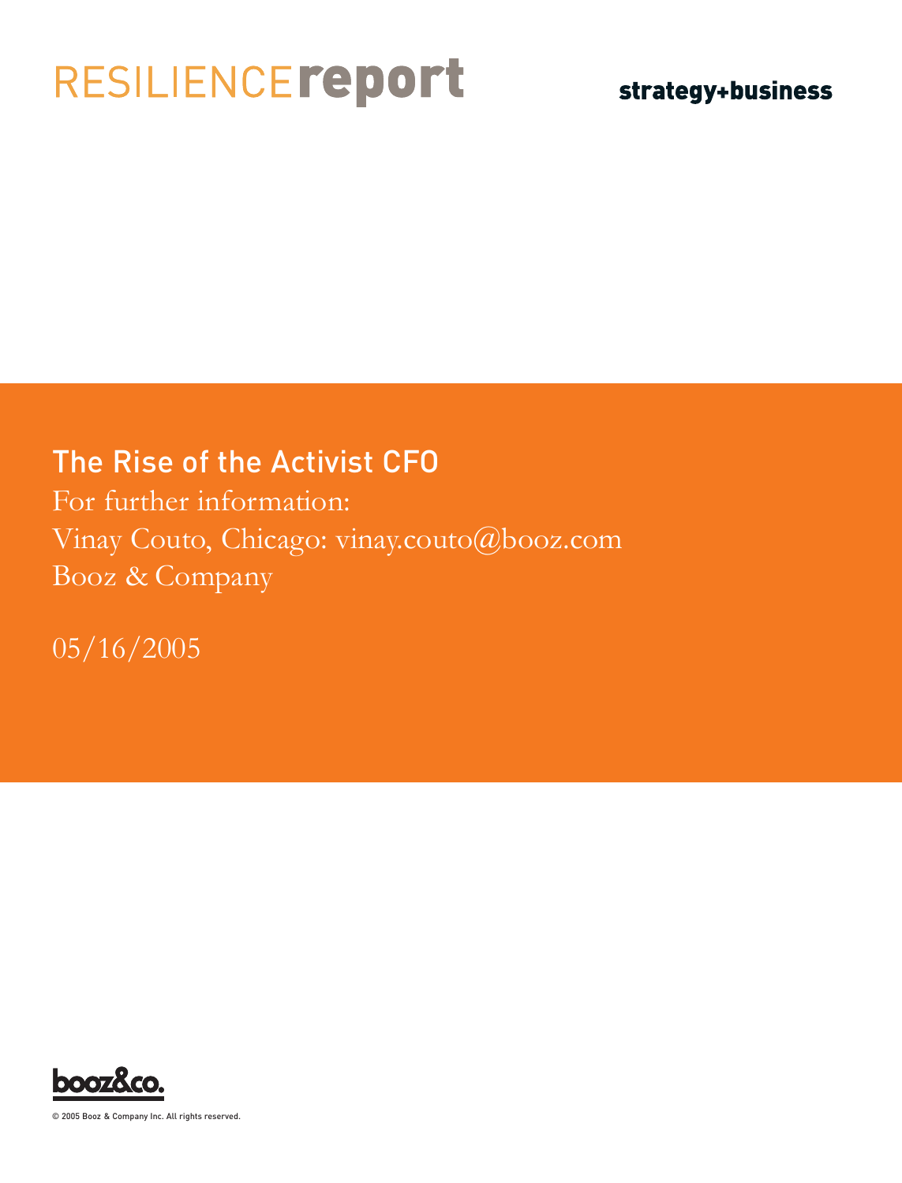RESILIENCE**report**

**strategy+business**

# The Rise of the Activist CFO

For further information:

Vinay Couto, Chicago: vinay.couto@booz.com

Booz & Company

05/16/2005

booz&co.

© 2005 Booz & Company Inc. All rights reserved.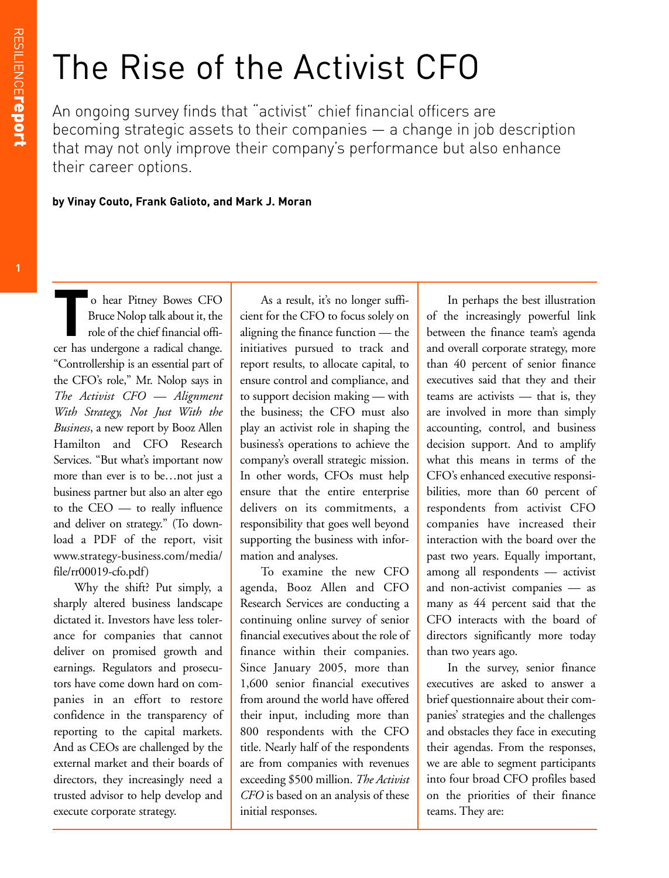# The Rise of the Activist CFO

An ongoing survey finds that "activist" chief financial officers are becoming strategic assets to their companies — a change in job description that may not only improve their company's performance but also enhance their career options.

**by Vinay Couto, Frank Galioto, and Mark J. Moran**

To hear Pitney Bowes CFO Bruce Nolop talk about it, the role of the chief financial officer has undergone a radical change. "Controllership is an essential part of the CFO's role," Mr. Nolop says in *The Activist CFO — Alignment With Strategy, Not Just With the Business*, a new report by Booz Allen Hamilton and CFO Research Services. "But what's important now more than ever is to be…not just a business partner but also an alter ego to the CEO — to really influence and deliver on strategy." (To download a PDF of the report, visit www.strategy-business.com/media/file/rr00019-cfo.pdf)

Why the shift? Put simply, a sharply altered business landscape dictated it. Investors have less tolerance for companies that cannot deliver on promised growth and earnings. Regulators and prosecutors have come down hard on companies in an effort to restore confidence in the transparency of reporting to the capital markets. And as CEOs are challenged by the external market and their boards of directors, they increasingly need a trusted advisor to help develop and execute corporate strategy.

As a result, it's no longer sufficient for the CFO to focus solely on aligning the finance function — the initiatives pursued to track and report results, to allocate capital, to ensure control and compliance, and to support decision making — with the business; the CFO must also play an activist role in shaping the business's operations to achieve the company's overall strategic mission. In other words, CFOs must help ensure that the entire enterprise delivers on its commitments, a responsibility that goes well beyond supporting the business with information and analyses.

To examine the new CFO agenda, Booz Allen and CFO Research Services are conducting a continuing online survey of senior financial executives about the role of finance within their companies. Since January 2005, more than 1,600 senior financial executives from around the world have offered their input, including more than 800 respondents with the CFO title. Nearly half of the respondents are from companies with revenues exceeding $500 million. *The Activist CFO* is based on an analysis of these initial responses.

In perhaps the best illustration of the increasingly powerful link between the finance team's agenda and overall corporate strategy, more than 40 percent of senior finance executives said that they and their teams are activists — that is, they are involved in more than simply accounting, control, and business decision support. And to amplify what this means in terms of the CFO's enhanced executive responsibilities, more than 60 percent of respondents from activist CFO companies have increased their interaction with the board over the past two years. Equally important, among all respondents — activist and non-activist companies — as many as 44 percent said that the CFO interacts with the board of directors significantly more today than two years ago.

In the survey, senior finance executives are asked to answer a brief questionnaire about their companies' strategies and the challenges and obstacles they face in executing their agendas. From the responses, we are able to segment participants into four broad CFO profiles based on the priorities of their finance teams. They are: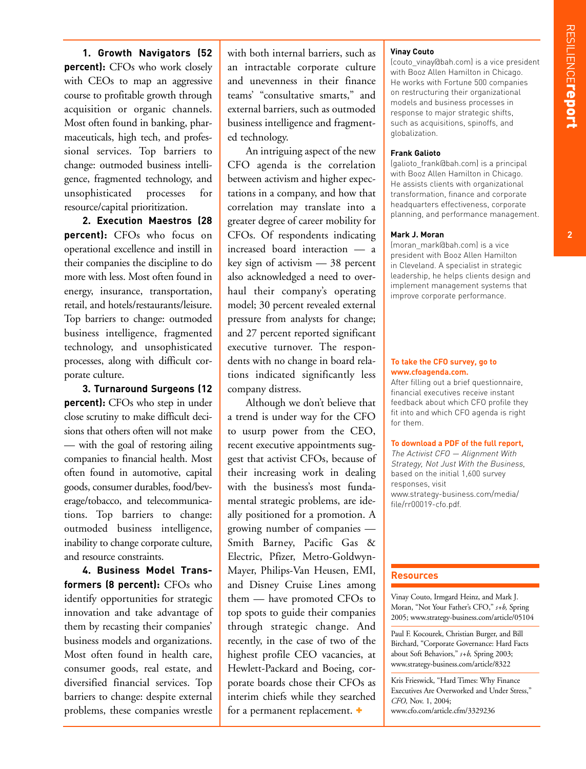**1. Growth Navigators (52 percent):** CFOs who work closely with CEOs to map an aggressive course to profitable growth through acquisition or organic channels. Most often found in banking, pharmaceuticals, high tech, and professional services. Top barriers to change: outmoded business intelligence, fragmented technology, and unsophisticated processes for resource/capital prioritization.

**2. Execution Maestros (28 percent):** CFOs who focus on operational excellence and instill in their companies the discipline to do more with less. Most often found in energy, insurance, transportation, retail, and hotels/restaurants/leisure. Top barriers to change: outmoded business intelligence, fragmented technology, and unsophisticated processes, along with difficult corporate culture.

**3. Turnaround Surgeons (12 percent):** CFOs who step in under close scrutiny to make difficult decisions that others often will not make — with the goal of restoring ailing companies to financial health. Most often found in automotive, capital goods, consumer durables, food/beverage/tobacco, and telecommunications. Top barriers to change: outmoded business intelligence, inability to change corporate culture, and resource constraints.

**4. Business Model Transformers (8 percent):** CFOs who identify opportunities for strategic innovation and take advantage of them by recasting their companies' business models and organizations. Most often found in health care, consumer goods, real estate, and diversified financial services. Top barriers to change: despite external problems, these companies wrestle with both internal barriers, such as an intractable corporate culture and unevenness in their finance teams' "consultative smarts," and external barriers, such as outmoded business intelligence and fragmented technology.

An intriguing aspect of the new CFO agenda is the correlation between activism and higher expectations in a company, and how that correlation may translate into a greater degree of career mobility for CFOs. Of respondents indicating increased board interaction — a key sign of activism — 38 percent also acknowledged a need to overhaul their company's operating model; 30 percent revealed external pressure from analysts for change; and 27 percent reported significant executive turnover. The respondents with no change in board relations indicated significantly less company distress.

Although we don't believe that a trend is under way for the CFO to usurp power from the CEO, recent executive appointments suggest that activist CFOs, because of their increasing work in dealing with the business's most fundamental strategic problems, are ideally positioned for a promotion. A growing number of companies — Smith Barney, Pacific Gas & Electric, Pfizer, Metro-Goldwyn-Mayer, Philips-Van Heusen, EMI, and Disney Cruise Lines among them — have promoted CFOs to top spots to guide their companies through strategic change. And recently, in the case of two of the highest profile CEO vacancies, at Hewlett-Packard and Boeing, corporate boards chose their CFOs as interim chiefs while they searched for a permanent replacement. +

**Vinay Couto**
(couto_vinay@bah.com) is a vice president with Booz Allen Hamilton in Chicago. He works with Fortune 500 companies on restructuring their organizational models and business processes in response to major strategic shifts, such as acquisitions, spinoffs, and globalization.

**Frank Galioto**
(galioto_frank@bah.com) is a principal with Booz Allen Hamilton in Chicago. He assists clients with organizational transformation, finance and corporate headquarters effectiveness, corporate planning, and performance management.

**Mark J. Moran**
(moran_mark@bah.com) is a vice president with Booz Allen Hamilton in Cleveland. A specialist in strategic leadership, he helps clients design and implement management systems that improve corporate performance.

**To take the CFO survey, go to www.cfoagenda.com.**
After filling out a brief questionnaire, financial executives receive instant feedback about which CFO profile they fit into and which CFO agenda is right for them.

**To download a PDF of the full report,** *The Activist CFO — Alignment With Strategy, Not Just With the Business,* based on the initial 1,600 survey responses, visit www.strategy-business.com/media/file/rr00019-cfo.pdf.

## Resources

Vinay Couto, Irmgard Heinz, and Mark J. Moran, "Not Your Father's CFO," *s+b,* Spring 2005; www.strategy-business.com/article/05104

Paul F. Kocourek, Christian Burger, and Bill Birchard, "Corporate Governance: Hard Facts about Soft Behaviors," *s+b,* Spring 2003; www.strategy-business.com/article/8322

Kris Frieswick, "Hard Times: Why Finance Executives Are Overworked and Under Stress," *CFO,* Nov. 1, 2004; www.cfo.com/article.cfm/3329236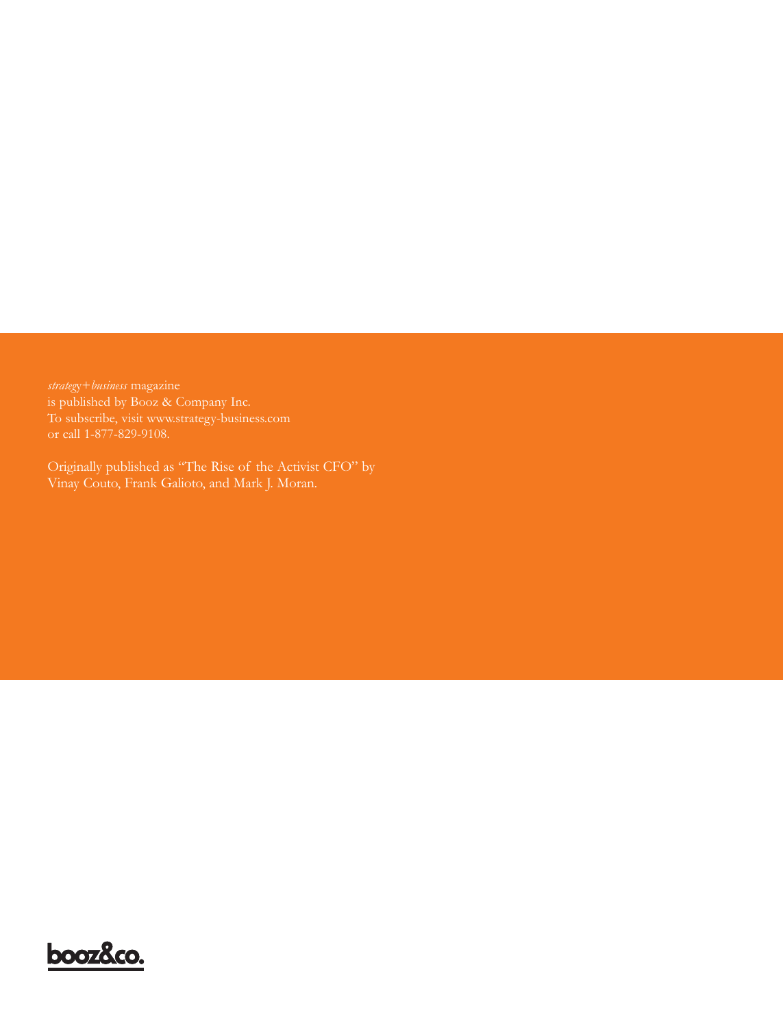*strategy+business* magazine
is published by Booz & Company Inc.
To subscribe, visit www.strategy-business.com
or call 1-877-829-9108.

Originally published as "The Rise of the Activist CFO" by
Vinay Couto, Frank Galioto, and Mark J. Moran.

booz&co.